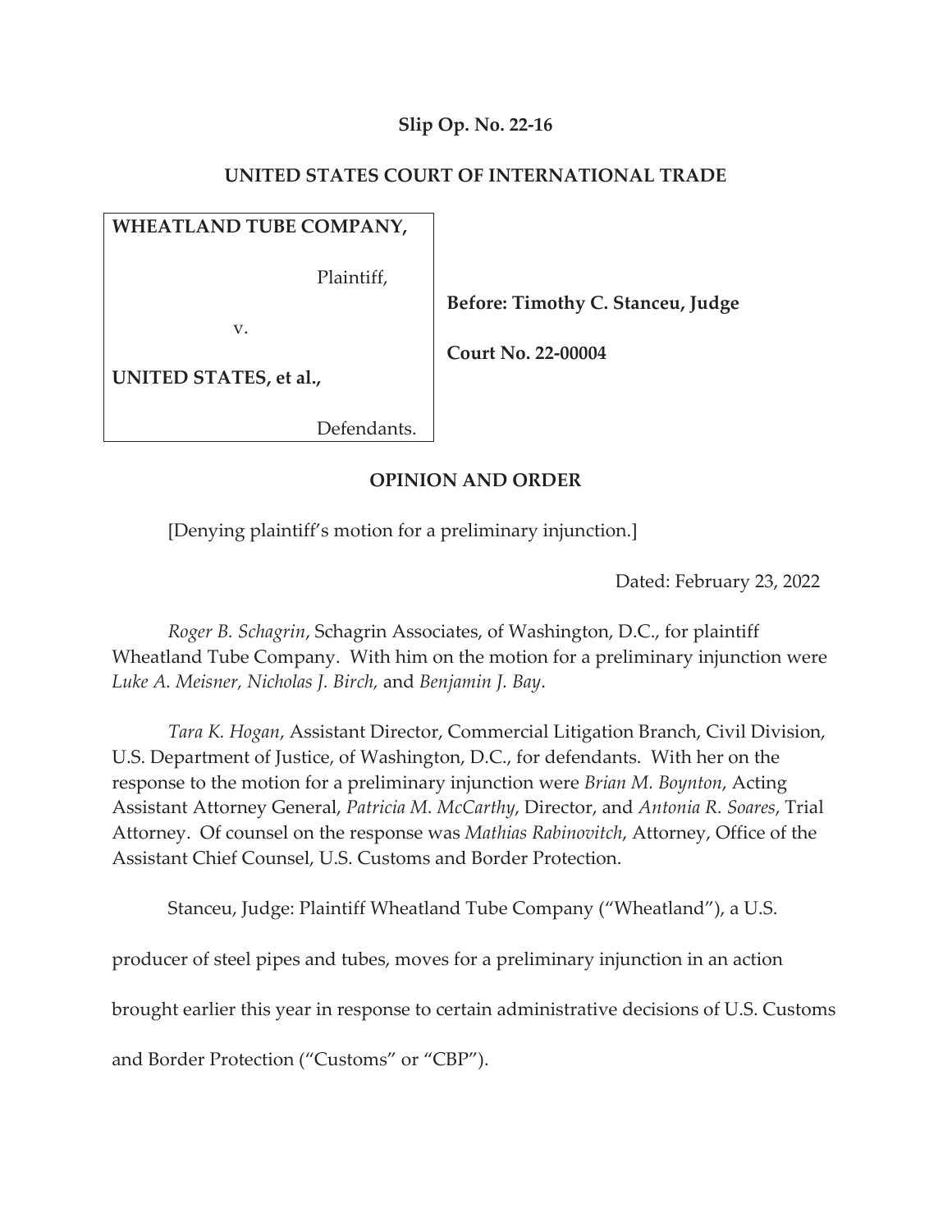**Slip Op. No. 22-16**

**UNITED STATES COURT OF INTERNATIONAL TRADE**

| | |
|---|---|
| **WHEATLAND TUBE COMPANY,**<br><br>Plaintiff,<br><br>v.<br><br>**UNITED STATES, et al.,**<br><br>Defendants. | **Before: Timothy C. Stanceu, Judge**<br><br>**Court No. 22-00004** |

**OPINION AND ORDER**

[Denying plaintiff's motion for a preliminary injunction.]

Dated: February 23, 2022

*Roger B. Schagrin*, Schagrin Associates, of Washington, D.C., for plaintiff Wheatland Tube Company. With him on the motion for a preliminary injunction were *Luke A. Meisner, Nicholas J. Birch,* and *Benjamin J. Bay*.

*Tara K. Hogan*, Assistant Director, Commercial Litigation Branch, Civil Division, U.S. Department of Justice, of Washington, D.C., for defendants. With her on the response to the motion for a preliminary injunction were *Brian M. Boynton*, Acting Assistant Attorney General, *Patricia M. McCarthy*, Director, and *Antonia R. Soares*, Trial Attorney. Of counsel on the response was *Mathias Rabinovitch*, Attorney, Office of the Assistant Chief Counsel, U.S. Customs and Border Protection.

Stanceu, Judge: Plaintiff Wheatland Tube Company ("Wheatland"), a U.S. producer of steel pipes and tubes, moves for a preliminary injunction in an action brought earlier this year in response to certain administrative decisions of U.S. Customs and Border Protection ("Customs" or "CBP").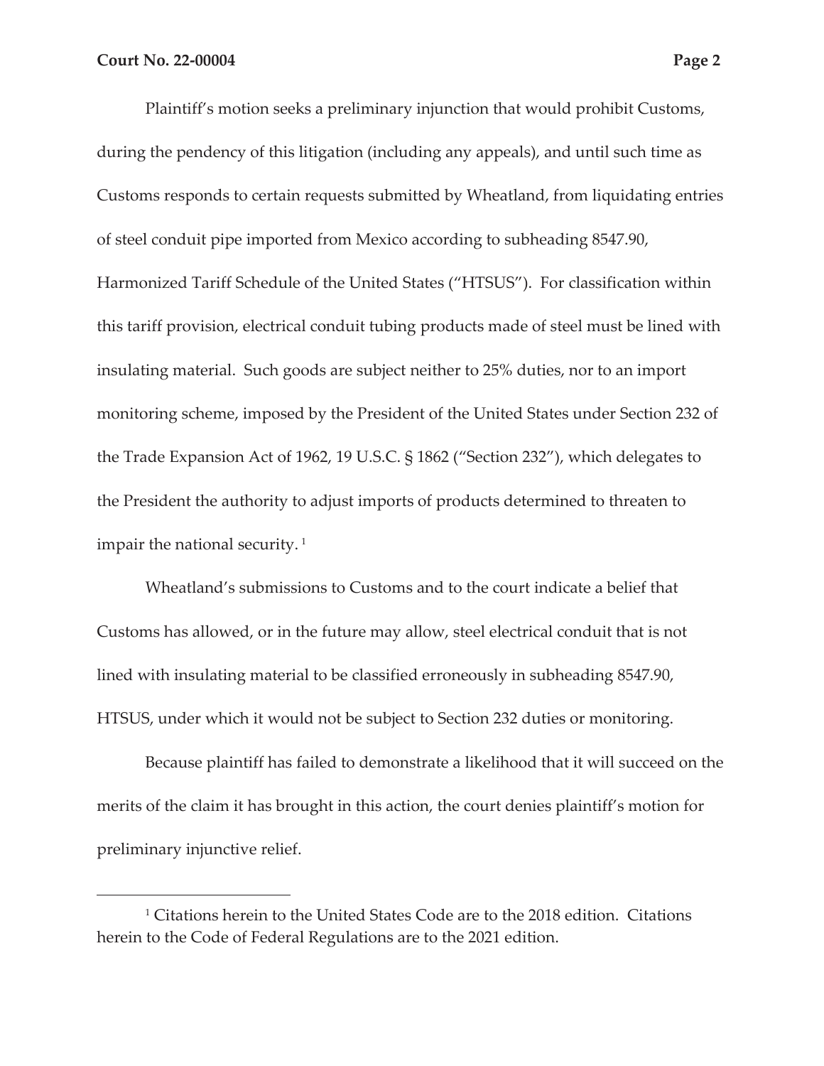Plaintiff's motion seeks a preliminary injunction that would prohibit Customs, during the pendency of this litigation (including any appeals), and until such time as Customs responds to certain requests submitted by Wheatland, from liquidating entries of steel conduit pipe imported from Mexico according to subheading 8547.90, Harmonized Tariff Schedule of the United States ("HTSUS"). For classification within this tariff provision, electrical conduit tubing products made of steel must be lined with insulating material. Such goods are subject neither to 25% duties, nor to an import monitoring scheme, imposed by the President of the United States under Section 232 of the Trade Expansion Act of 1962, 19 U.S.C. § 1862 ("Section 232"), which delegates to the President the authority to adjust imports of products determined to threaten to impair the national security. [1]

Wheatland's submissions to Customs and to the court indicate a belief that Customs has allowed, or in the future may allow, steel electrical conduit that is not lined with insulating material to be classified erroneously in subheading 8547.90, HTSUS, under which it would not be subject to Section 232 duties or monitoring.

Because plaintiff has failed to demonstrate a likelihood that it will succeed on the merits of the claim it has brought in this action, the court denies plaintiff's motion for preliminary injunctive relief.

---

[1] Citations herein to the United States Code are to the 2018 edition. Citations herein to the Code of Federal Regulations are to the 2021 edition.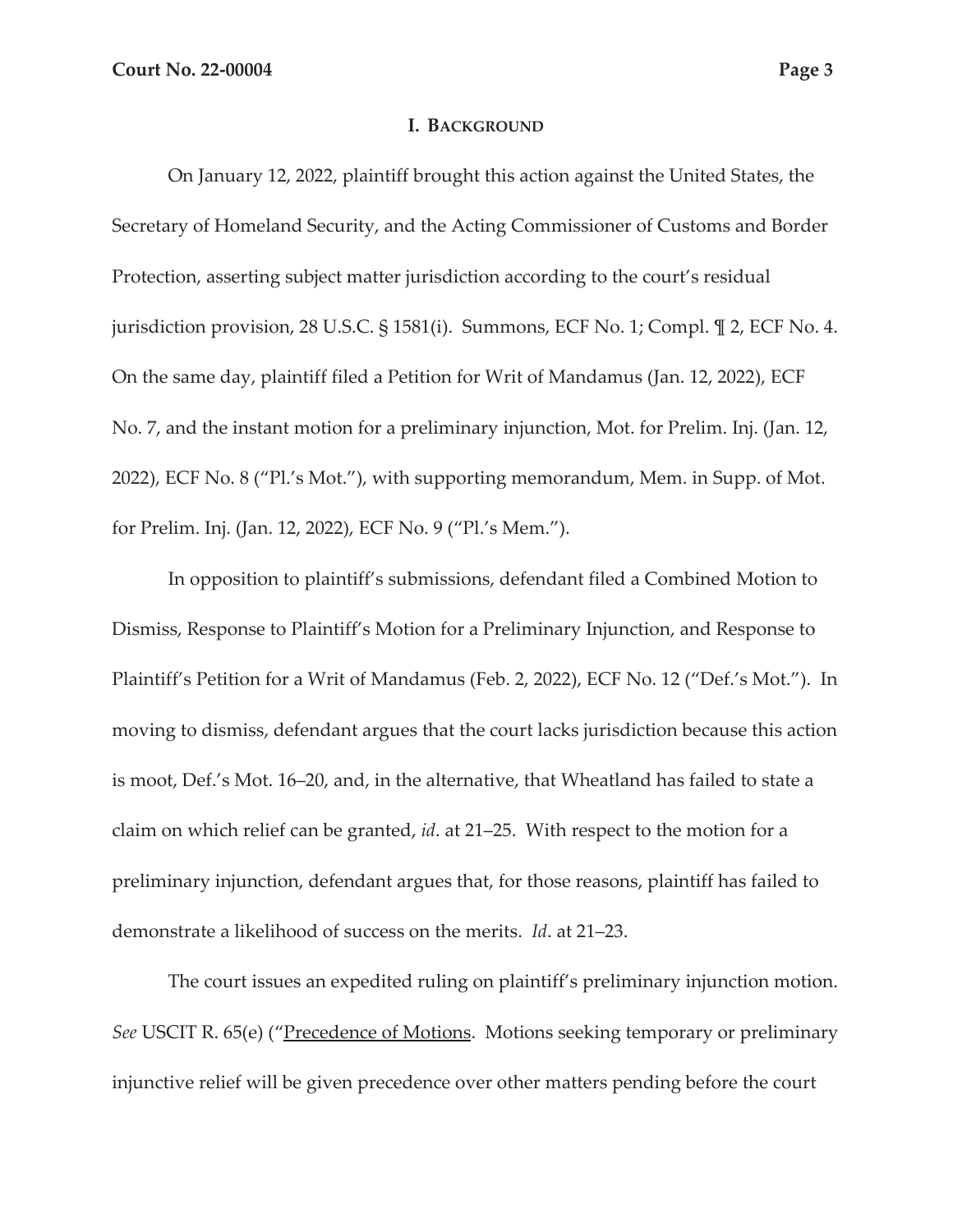## I. Background

On January 12, 2022, plaintiff brought this action against the United States, the Secretary of Homeland Security, and the Acting Commissioner of Customs and Border Protection, asserting subject matter jurisdiction according to the court's residual jurisdiction provision, 28 U.S.C. § 1581(i). Summons, ECF No. 1; Compl. ¶ 2, ECF No. 4. On the same day, plaintiff filed a Petition for Writ of Mandamus (Jan. 12, 2022), ECF No. 7, and the instant motion for a preliminary injunction, Mot. for Prelim. Inj. (Jan. 12, 2022), ECF No. 8 ("Pl.'s Mot."), with supporting memorandum, Mem. in Supp. of Mot. for Prelim. Inj. (Jan. 12, 2022), ECF No. 9 ("Pl.'s Mem.").

In opposition to plaintiff's submissions, defendant filed a Combined Motion to Dismiss, Response to Plaintiff's Motion for a Preliminary Injunction, and Response to Plaintiff's Petition for a Writ of Mandamus (Feb. 2, 2022), ECF No. 12 ("Def.'s Mot."). In moving to dismiss, defendant argues that the court lacks jurisdiction because this action is moot, Def.'s Mot. 16–20, and, in the alternative, that Wheatland has failed to state a claim on which relief can be granted, *id*. at 21–25. With respect to the motion for a preliminary injunction, defendant argues that, for those reasons, plaintiff has failed to demonstrate a likelihood of success on the merits. *Id*. at 21–23.

The court issues an expedited ruling on plaintiff's preliminary injunction motion. *See* USCIT R. 65(e) ("Precedence of Motions. Motions seeking temporary or preliminary injunctive relief will be given precedence over other matters pending before the court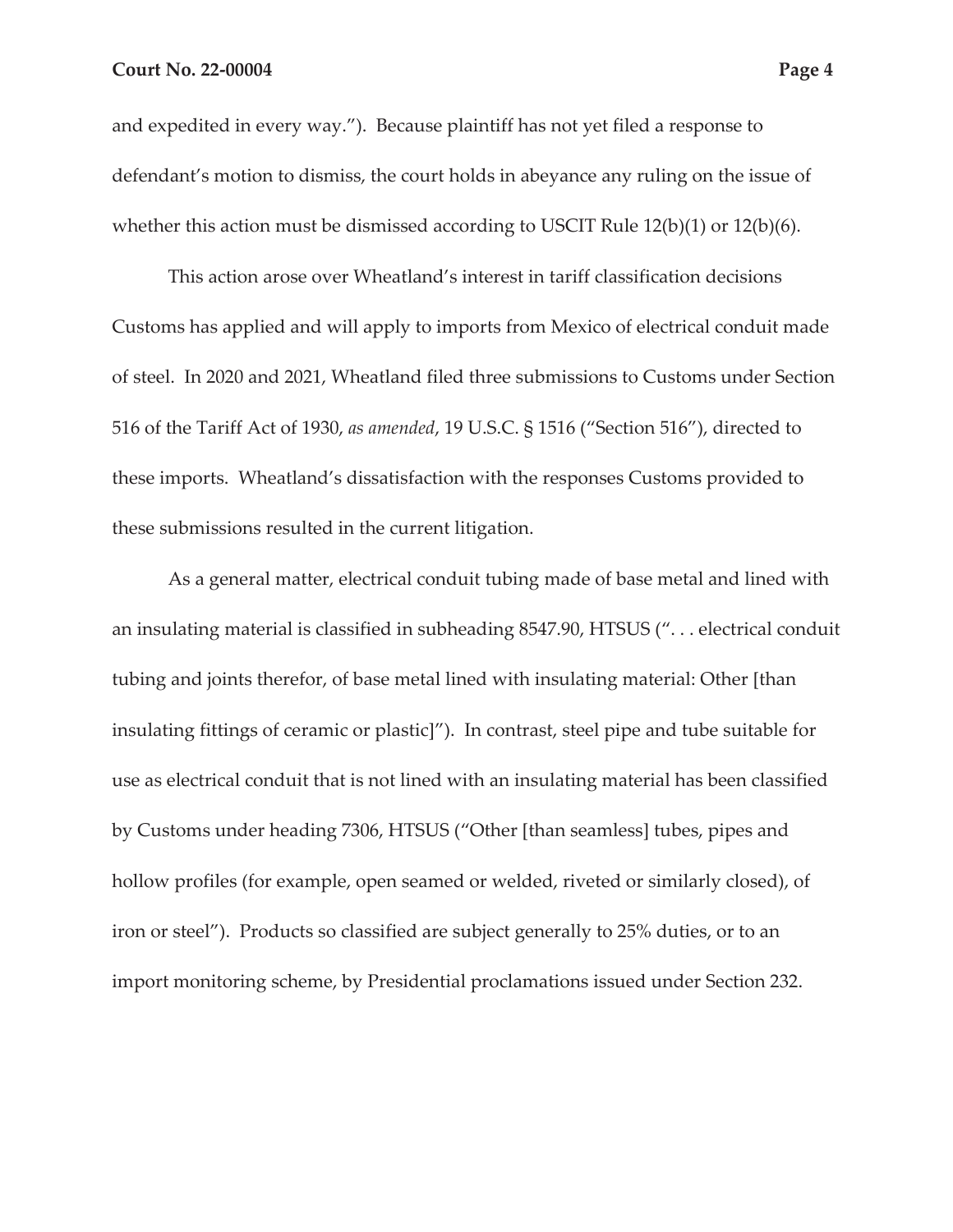and expedited in every way."). Because plaintiff has not yet filed a response to defendant's motion to dismiss, the court holds in abeyance any ruling on the issue of whether this action must be dismissed according to USCIT Rule 12(b)(1) or 12(b)(6).

This action arose over Wheatland's interest in tariff classification decisions Customs has applied and will apply to imports from Mexico of electrical conduit made of steel. In 2020 and 2021, Wheatland filed three submissions to Customs under Section 516 of the Tariff Act of 1930, *as amended*, 19 U.S.C. § 1516 ("Section 516"), directed to these imports. Wheatland's dissatisfaction with the responses Customs provided to these submissions resulted in the current litigation.

As a general matter, electrical conduit tubing made of base metal and lined with an insulating material is classified in subheading 8547.90, HTSUS (". . . electrical conduit tubing and joints therefor, of base metal lined with insulating material: Other [than insulating fittings of ceramic or plastic]"). In contrast, steel pipe and tube suitable for use as electrical conduit that is not lined with an insulating material has been classified by Customs under heading 7306, HTSUS ("Other [than seamless] tubes, pipes and hollow profiles (for example, open seamed or welded, riveted or similarly closed), of iron or steel"). Products so classified are subject generally to 25% duties, or to an import monitoring scheme, by Presidential proclamations issued under Section 232.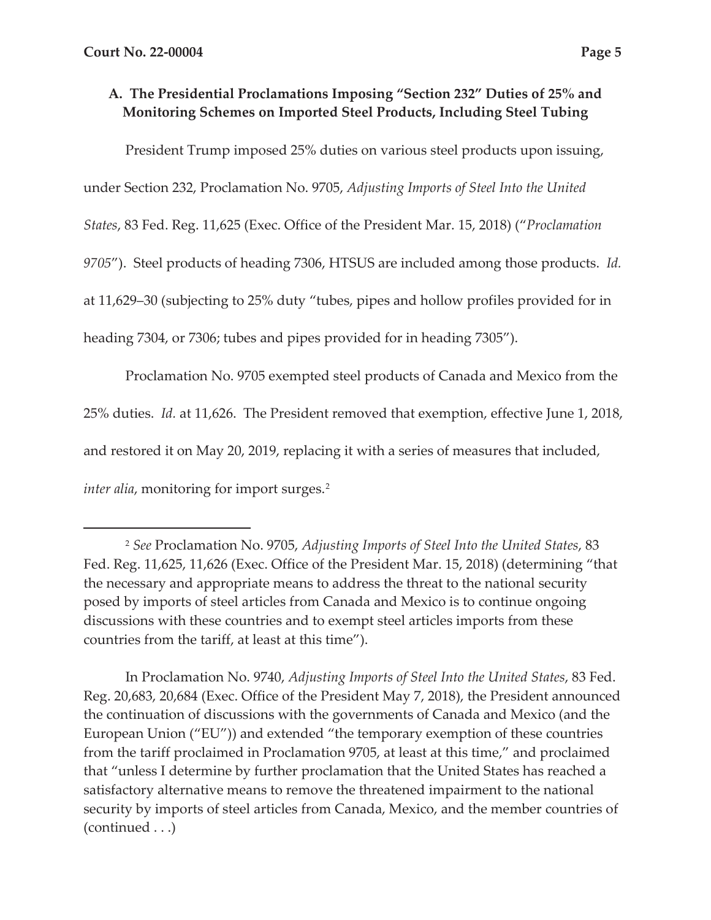### A. The Presidential Proclamations Imposing "Section 232" Duties of 25% and Monitoring Schemes on Imported Steel Products, Including Steel Tubing

President Trump imposed 25% duties on various steel products upon issuing, under Section 232, Proclamation No. 9705, *Adjusting Imports of Steel Into the United States*, 83 Fed. Reg. 11,625 (Exec. Office of the President Mar. 15, 2018) ("*Proclamation 9705*"). Steel products of heading 7306, HTSUS are included among those products. *Id.* at 11,629–30 (subjecting to 25% duty "tubes, pipes and hollow profiles provided for in heading 7304, or 7306; tubes and pipes provided for in heading 7305").

Proclamation No. 9705 exempted steel products of Canada and Mexico from the 25% duties. *Id.* at 11,626. The President removed that exemption, effective June 1, 2018, and restored it on May 20, 2019, replacing it with a series of measures that included, *inter alia*, monitoring for import surges.[2]

---

[2] *See* Proclamation No. 9705, *Adjusting Imports of Steel Into the United States*, 83 Fed. Reg. 11,625, 11,626 (Exec. Office of the President Mar. 15, 2018) (determining "that the necessary and appropriate means to address the threat to the national security posed by imports of steel articles from Canada and Mexico is to continue ongoing discussions with these countries and to exempt steel articles imports from these countries from the tariff, at least at this time").

In Proclamation No. 9740, *Adjusting Imports of Steel Into the United States*, 83 Fed. Reg. 20,683, 20,684 (Exec. Office of the President May 7, 2018), the President announced the continuation of discussions with the governments of Canada and Mexico (and the European Union ("EU")) and extended "the temporary exemption of these countries from the tariff proclaimed in Proclamation 9705, at least at this time," and proclaimed that "unless I determine by further proclamation that the United States has reached a satisfactory alternative means to remove the threatened impairment to the national security by imports of steel articles from Canada, Mexico, and the member countries of (continued . . .)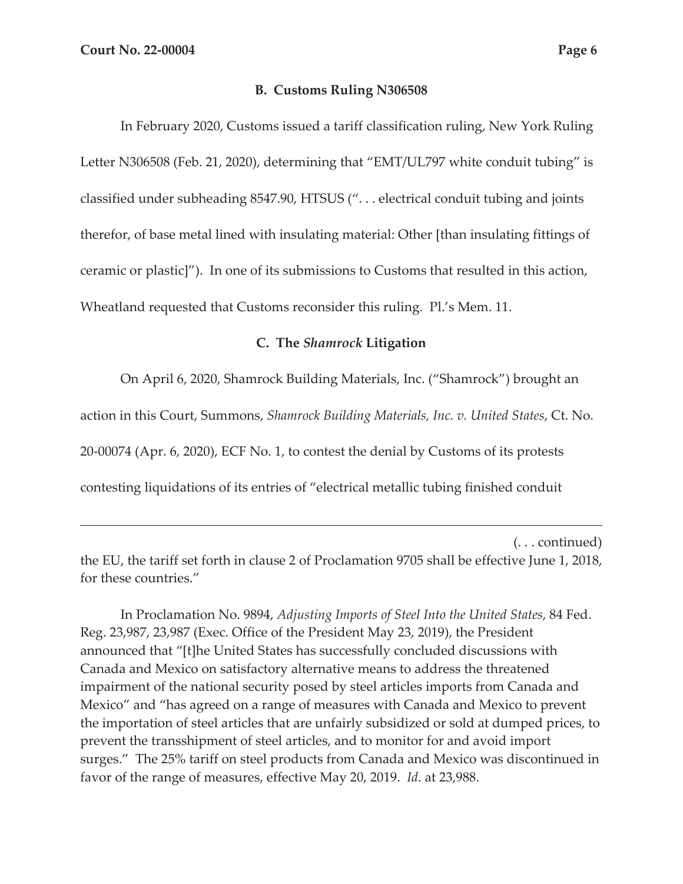### B. Customs Ruling N306508

In February 2020, Customs issued a tariff classification ruling, New York Ruling Letter N306508 (Feb. 21, 2020), determining that "EMT/UL797 white conduit tubing" is classified under subheading 8547.90, HTSUS (". . . electrical conduit tubing and joints therefor, of base metal lined with insulating material: Other [than insulating fittings of ceramic or plastic]"). In one of its submissions to Customs that resulted in this action, Wheatland requested that Customs reconsider this ruling. Pl.'s Mem. 11.

### C. The *Shamrock* Litigation

On April 6, 2020, Shamrock Building Materials, Inc. ("Shamrock") brought an action in this Court, Summons, *Shamrock Building Materials, Inc. v. United States*, Ct. No. 20-00074 (Apr. 6, 2020), ECF No. 1, to contest the denial by Customs of its protests contesting liquidations of its entries of "electrical metallic tubing finished conduit

---

(. . . continued)
the EU, the tariff set forth in clause 2 of Proclamation 9705 shall be effective June 1, 2018, for these countries."

In Proclamation No. 9894, *Adjusting Imports of Steel Into the United States*, 84 Fed. Reg. 23,987, 23,987 (Exec. Office of the President May 23, 2019), the President announced that "[t]he United States has successfully concluded discussions with Canada and Mexico on satisfactory alternative means to address the threatened impairment of the national security posed by steel articles imports from Canada and Mexico" and "has agreed on a range of measures with Canada and Mexico to prevent the importation of steel articles that are unfairly subsidized or sold at dumped prices, to prevent the transshipment of steel articles, and to monitor for and avoid import surges." The 25% tariff on steel products from Canada and Mexico was discontinued in favor of the range of measures, effective May 20, 2019. *Id*. at 23,988.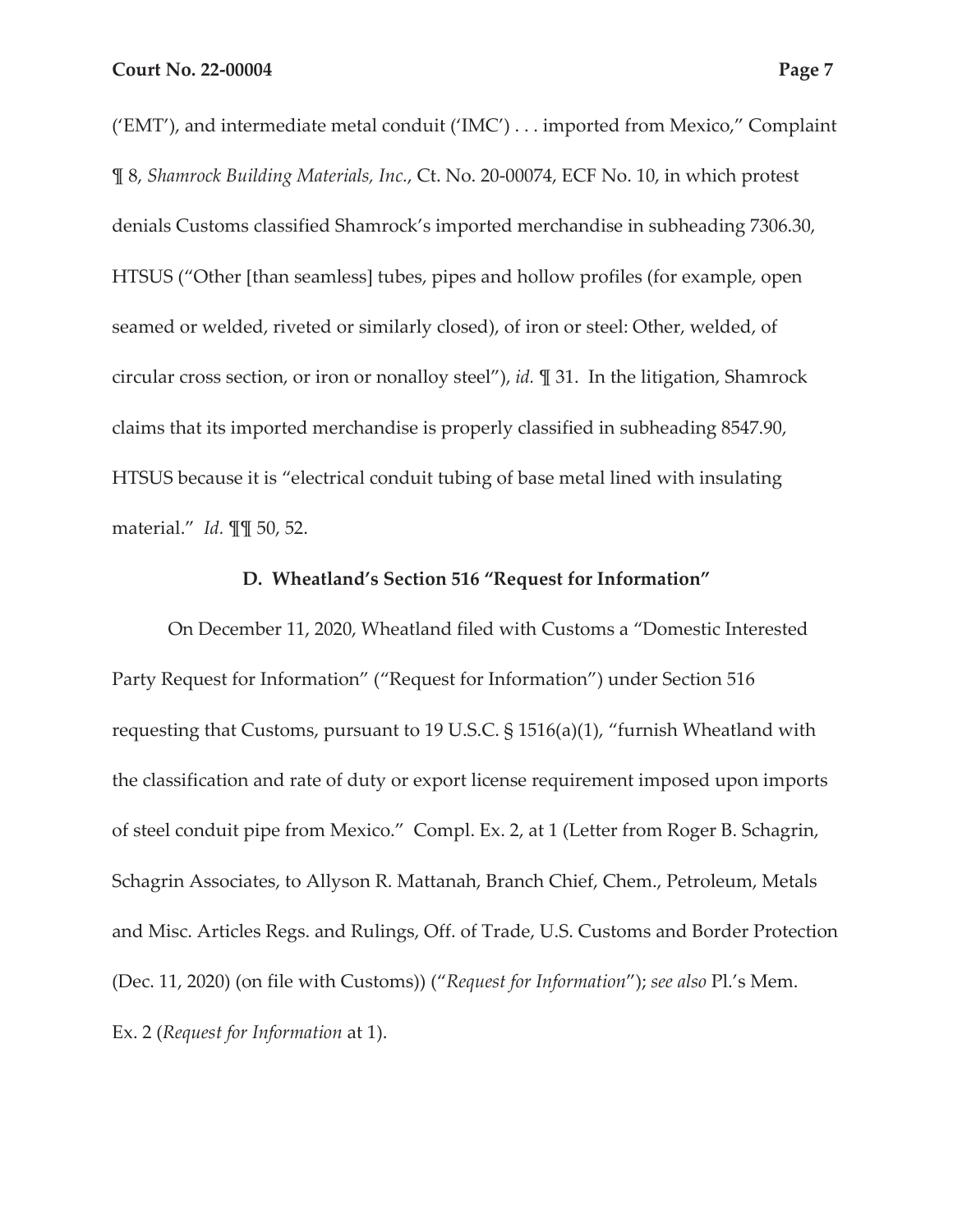('EMT'), and intermediate metal conduit ('IMC') . . . imported from Mexico," Complaint ¶ 8, *Shamrock Building Materials, Inc.*, Ct. No. 20-00074, ECF No. 10, in which protest denials Customs classified Shamrock's imported merchandise in subheading 7306.30, HTSUS ("Other [than seamless] tubes, pipes and hollow profiles (for example, open seamed or welded, riveted or similarly closed), of iron or steel: Other, welded, of circular cross section, or iron or nonalloy steel"), *id.* ¶ 31. In the litigation, Shamrock claims that its imported merchandise is properly classified in subheading 8547.90, HTSUS because it is "electrical conduit tubing of base metal lined with insulating material." *Id.* ¶¶ 50, 52.

### D. Wheatland's Section 516 "Request for Information"

On December 11, 2020, Wheatland filed with Customs a "Domestic Interested Party Request for Information" ("Request for Information") under Section 516 requesting that Customs, pursuant to 19 U.S.C. § 1516(a)(1), "furnish Wheatland with the classification and rate of duty or export license requirement imposed upon imports of steel conduit pipe from Mexico." Compl. Ex. 2, at 1 (Letter from Roger B. Schagrin, Schagrin Associates, to Allyson R. Mattanah, Branch Chief, Chem., Petroleum, Metals and Misc. Articles Regs. and Rulings, Off. of Trade, U.S. Customs and Border Protection (Dec. 11, 2020) (on file with Customs)) ("*Request for Information*"); *see also* Pl.'s Mem. Ex. 2 (*Request for Information* at 1).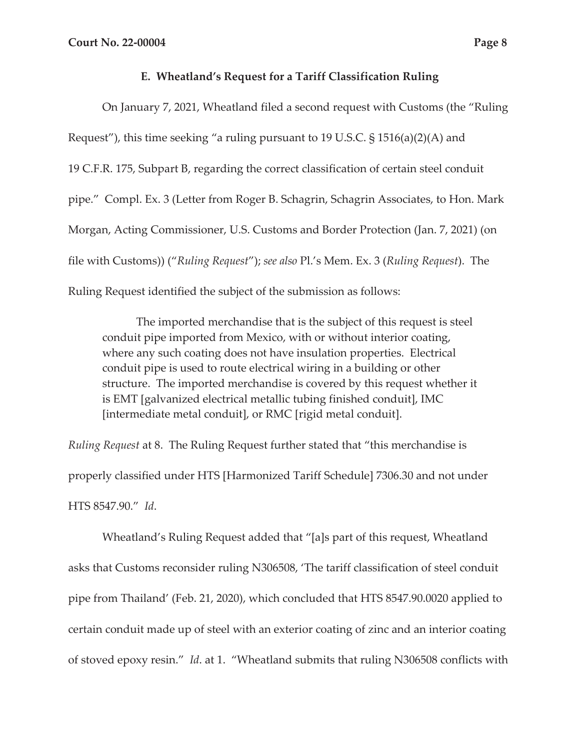### E. Wheatland's Request for a Tariff Classification Ruling

On January 7, 2021, Wheatland filed a second request with Customs (the "Ruling Request"), this time seeking "a ruling pursuant to 19 U.S.C. § 1516(a)(2)(A) and 19 C.F.R. 175, Subpart B, regarding the correct classification of certain steel conduit pipe." Compl. Ex. 3 (Letter from Roger B. Schagrin, Schagrin Associates, to Hon. Mark Morgan, Acting Commissioner, U.S. Customs and Border Protection (Jan. 7, 2021) (on file with Customs)) ("*Ruling Request*"); *see also* Pl.'s Mem. Ex. 3 (*Ruling Request*). The Ruling Request identified the subject of the submission as follows:

> The imported merchandise that is the subject of this request is steel conduit pipe imported from Mexico, with or without interior coating, where any such coating does not have insulation properties. Electrical conduit pipe is used to route electrical wiring in a building or other structure. The imported merchandise is covered by this request whether it is EMT [galvanized electrical metallic tubing finished conduit], IMC [intermediate metal conduit], or RMC [rigid metal conduit].

*Ruling Request* at 8. The Ruling Request further stated that "this merchandise is properly classified under HTS [Harmonized Tariff Schedule] 7306.30 and not under HTS 8547.90." *Id*.

Wheatland's Ruling Request added that "[a]s part of this request, Wheatland asks that Customs reconsider ruling N306508, 'The tariff classification of steel conduit pipe from Thailand' (Feb. 21, 2020), which concluded that HTS 8547.90.0020 applied to certain conduit made up of steel with an exterior coating of zinc and an interior coating of stoved epoxy resin." *Id*. at 1. "Wheatland submits that ruling N306508 conflicts with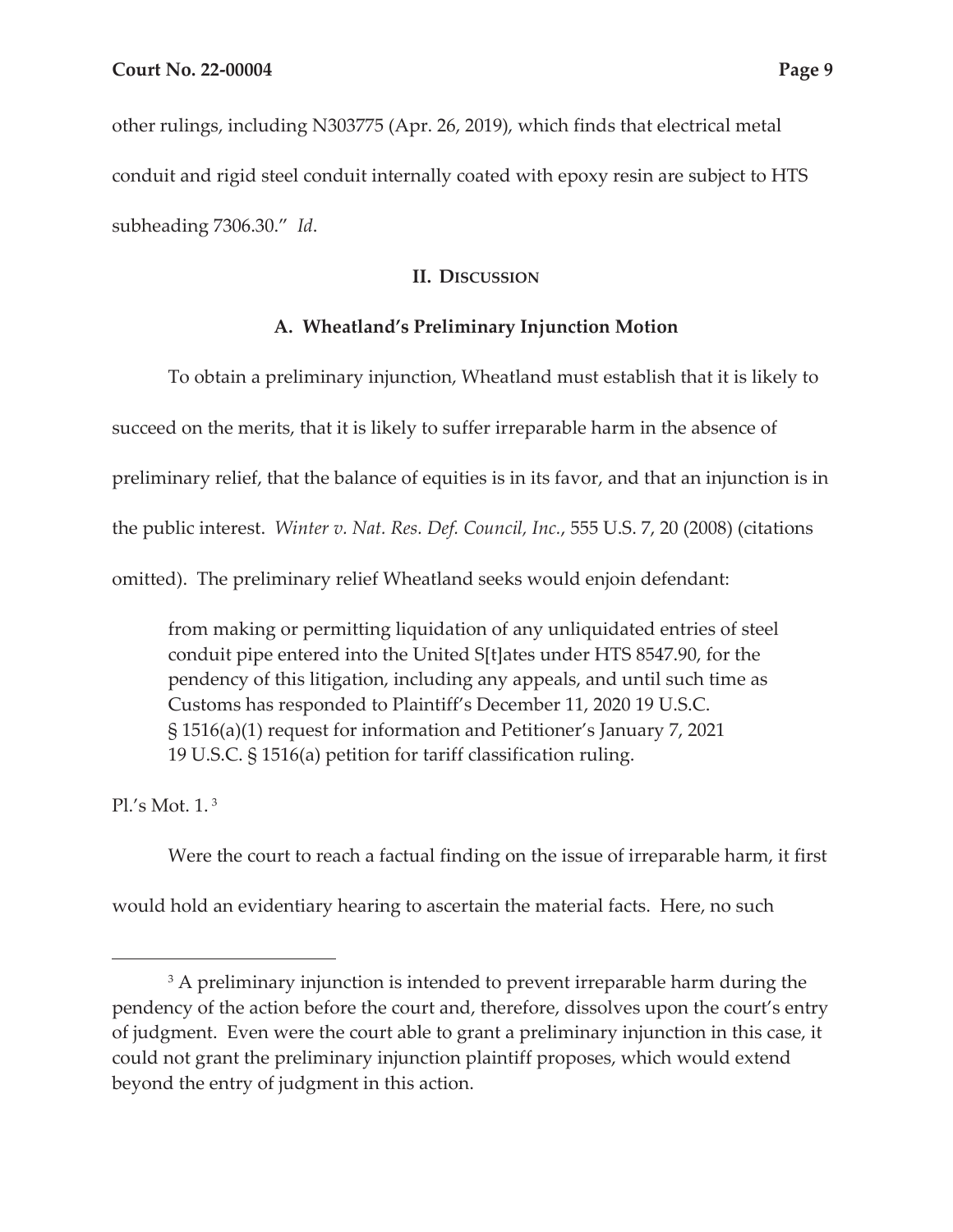other rulings, including N303775 (Apr. 26, 2019), which finds that electrical metal conduit and rigid steel conduit internally coated with epoxy resin are subject to HTS subheading 7306.30." *Id*.

## II. Discussion

### A. Wheatland's Preliminary Injunction Motion

To obtain a preliminary injunction, Wheatland must establish that it is likely to succeed on the merits, that it is likely to suffer irreparable harm in the absence of preliminary relief, that the balance of equities is in its favor, and that an injunction is in the public interest. *Winter v. Nat. Res. Def. Council, Inc.*, 555 U.S. 7, 20 (2008) (citations omitted). The preliminary relief Wheatland seeks would enjoin defendant:

> from making or permitting liquidation of any unliquidated entries of steel conduit pipe entered into the United S[t]ates under HTS 8547.90, for the pendency of this litigation, including any appeals, and until such time as Customs has responded to Plaintiff's December 11, 2020 19 U.S.C. § 1516(a)(1) request for information and Petitioner's January 7, 2021 19 U.S.C. § 1516(a) petition for tariff classification ruling.

Pl.'s Mot. 1.[3]

Were the court to reach a factual finding on the issue of irreparable harm, it first would hold an evidentiary hearing to ascertain the material facts. Here, no such

[3] A preliminary injunction is intended to prevent irreparable harm during the pendency of the action before the court and, therefore, dissolves upon the court's entry of judgment. Even were the court able to grant a preliminary injunction in this case, it could not grant the preliminary injunction plaintiff proposes, which would extend beyond the entry of judgment in this action.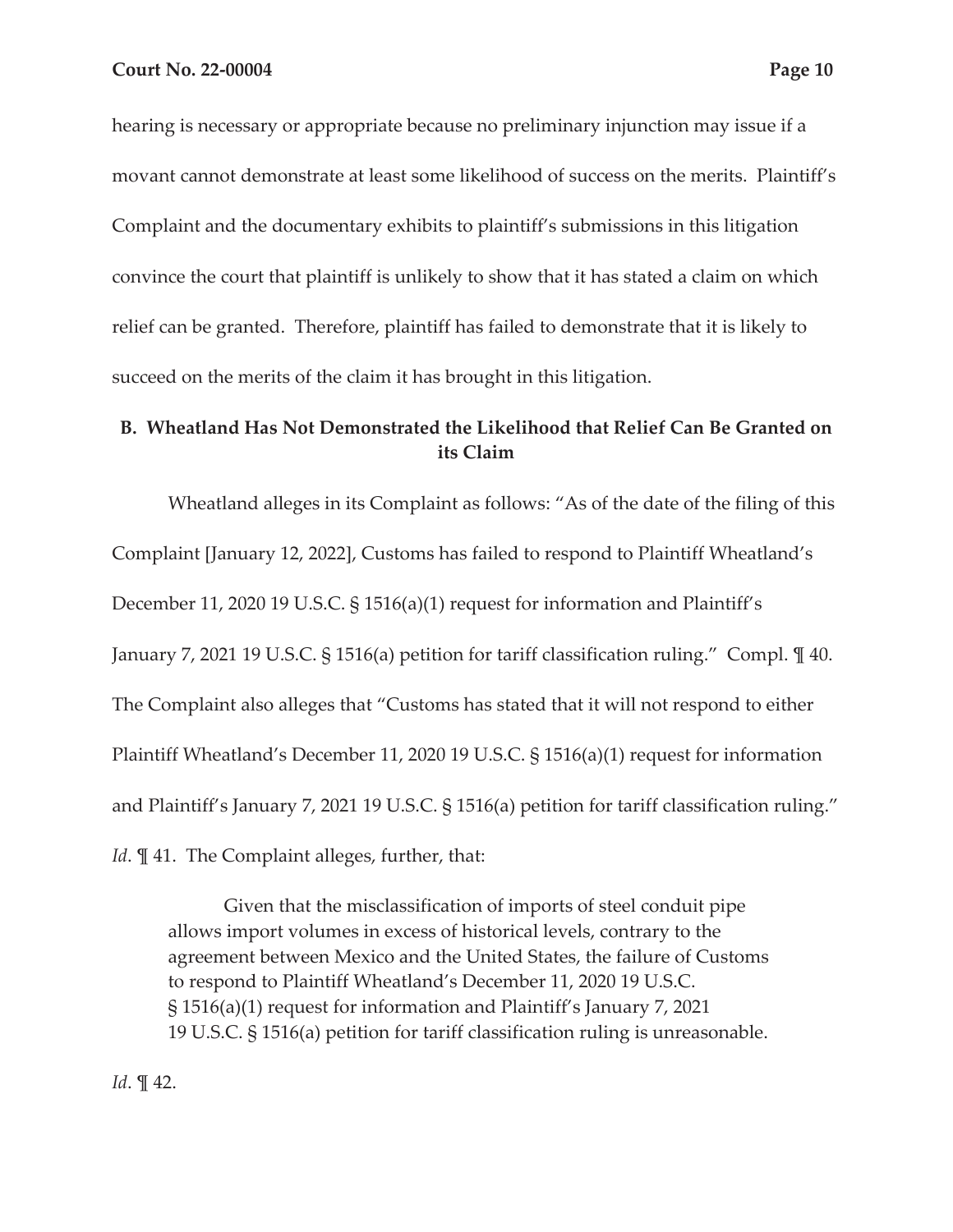hearing is necessary or appropriate because no preliminary injunction may issue if a movant cannot demonstrate at least some likelihood of success on the merits. Plaintiff's Complaint and the documentary exhibits to plaintiff's submissions in this litigation convince the court that plaintiff is unlikely to show that it has stated a claim on which relief can be granted. Therefore, plaintiff has failed to demonstrate that it is likely to succeed on the merits of the claim it has brought in this litigation.

### B. Wheatland Has Not Demonstrated the Likelihood that Relief Can Be Granted on its Claim

Wheatland alleges in its Complaint as follows: "As of the date of the filing of this Complaint [January 12, 2022], Customs has failed to respond to Plaintiff Wheatland's December 11, 2020 19 U.S.C. § 1516(a)(1) request for information and Plaintiff's January 7, 2021 19 U.S.C. § 1516(a) petition for tariff classification ruling." Compl. ¶ 40. The Complaint also alleges that "Customs has stated that it will not respond to either Plaintiff Wheatland's December 11, 2020 19 U.S.C. § 1516(a)(1) request for information and Plaintiff's January 7, 2021 19 U.S.C. § 1516(a) petition for tariff classification ruling." *Id*. ¶ 41. The Complaint alleges, further, that:

> Given that the misclassification of imports of steel conduit pipe allows import volumes in excess of historical levels, contrary to the agreement between Mexico and the United States, the failure of Customs to respond to Plaintiff Wheatland's December 11, 2020 19 U.S.C. § 1516(a)(1) request for information and Plaintiff's January 7, 2021 19 U.S.C. § 1516(a) petition for tariff classification ruling is unreasonable.

*Id*. ¶ 42.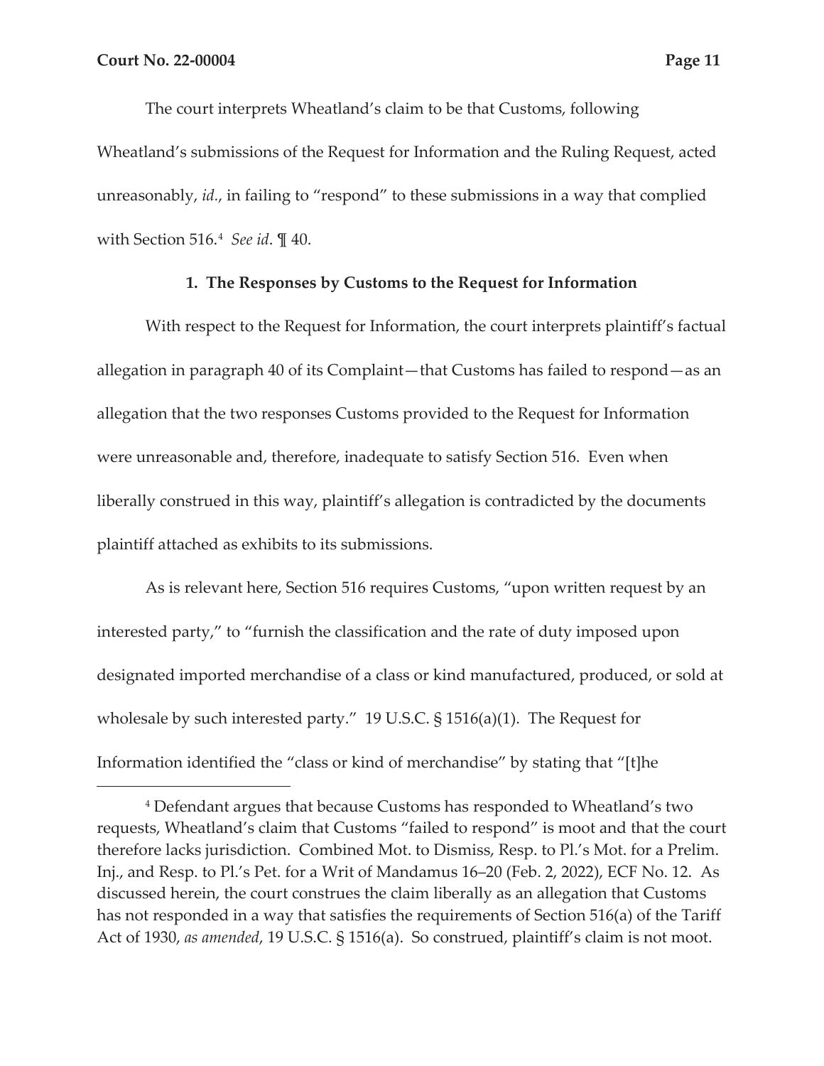The court interprets Wheatland's claim to be that Customs, following Wheatland's submissions of the Request for Information and the Ruling Request, acted unreasonably, *id.*, in failing to "respond" to these submissions in a way that complied with Section 516.[4] *See id*. ¶ 40.

### 1. The Responses by Customs to the Request for Information

With respect to the Request for Information, the court interprets plaintiff's factual allegation in paragraph 40 of its Complaint—that Customs has failed to respond—as an allegation that the two responses Customs provided to the Request for Information were unreasonable and, therefore, inadequate to satisfy Section 516. Even when liberally construed in this way, plaintiff's allegation is contradicted by the documents plaintiff attached as exhibits to its submissions.

As is relevant here, Section 516 requires Customs, "upon written request by an interested party," to "furnish the classification and the rate of duty imposed upon designated imported merchandise of a class or kind manufactured, produced, or sold at wholesale by such interested party." 19 U.S.C. § 1516(a)(1). The Request for Information identified the "class or kind of merchandise" by stating that "[t]he

[4] Defendant argues that because Customs has responded to Wheatland's two requests, Wheatland's claim that Customs "failed to respond" is moot and that the court therefore lacks jurisdiction. Combined Mot. to Dismiss, Resp. to Pl.'s Mot. for a Prelim. Inj., and Resp. to Pl.'s Pet. for a Writ of Mandamus 16–20 (Feb. 2, 2022), ECF No. 12. As discussed herein, the court construes the claim liberally as an allegation that Customs has not responded in a way that satisfies the requirements of Section 516(a) of the Tariff Act of 1930, *as amended*, 19 U.S.C. § 1516(a). So construed, plaintiff's claim is not moot.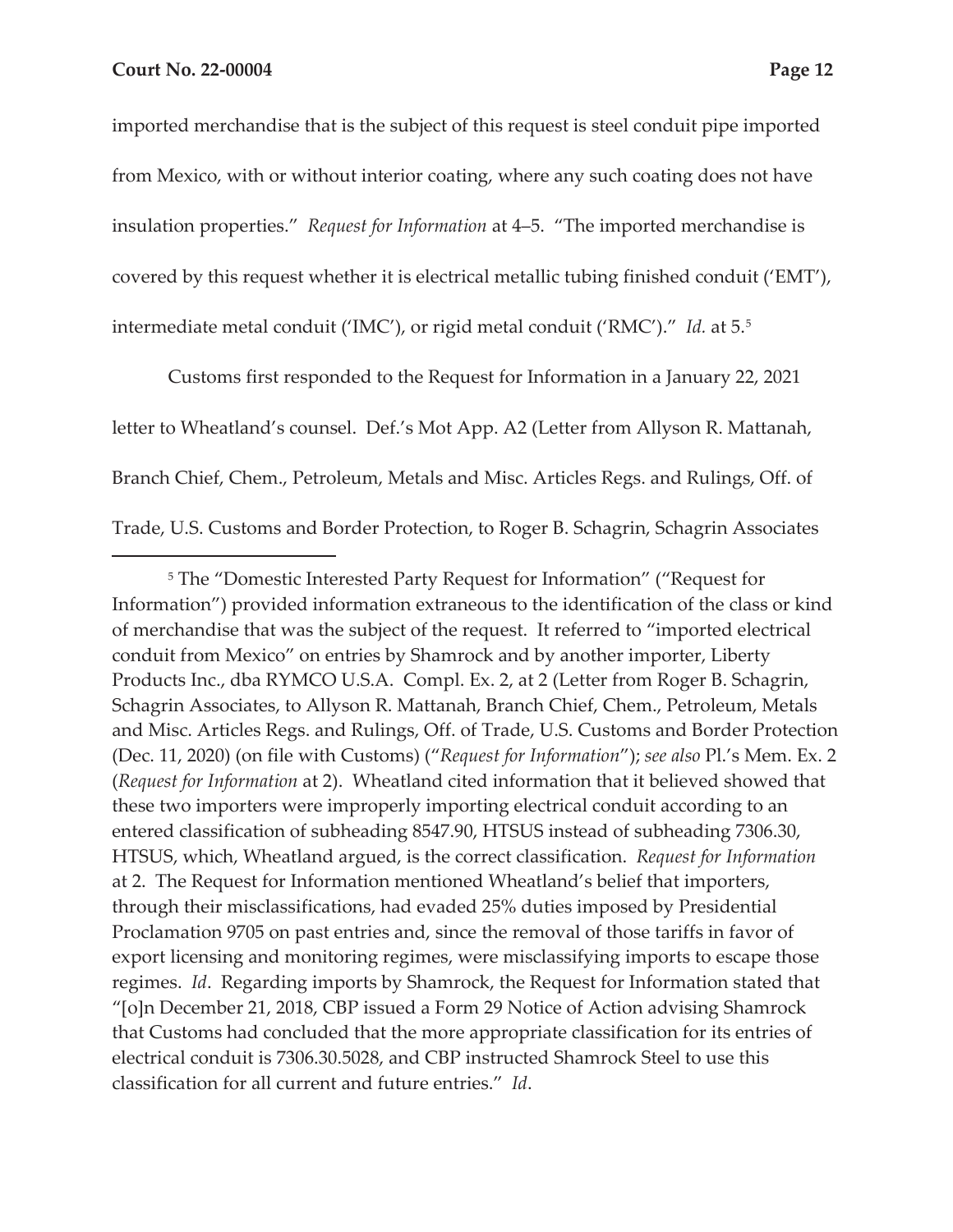imported merchandise that is the subject of this request is steel conduit pipe imported from Mexico, with or without interior coating, where any such coating does not have insulation properties." *Request for Information* at 4–5. "The imported merchandise is covered by this request whether it is electrical metallic tubing finished conduit ('EMT'), intermediate metal conduit ('IMC'), or rigid metal conduit ('RMC')." *Id.* at 5.[5]

Customs first responded to the Request for Information in a January 22, 2021 letter to Wheatland's counsel. Def.'s Mot App. A2 (Letter from Allyson R. Mattanah, Branch Chief, Chem., Petroleum, Metals and Misc. Articles Regs. and Rulings, Off. of Trade, U.S. Customs and Border Protection, to Roger B. Schagrin, Schagrin Associates

---

[5] The "Domestic Interested Party Request for Information" ("Request for Information") provided information extraneous to the identification of the class or kind of merchandise that was the subject of the request. It referred to "imported electrical conduit from Mexico" on entries by Shamrock and by another importer, Liberty Products Inc., dba RYMCO U.S.A. Compl. Ex. 2, at 2 (Letter from Roger B. Schagrin, Schagrin Associates, to Allyson R. Mattanah, Branch Chief, Chem., Petroleum, Metals and Misc. Articles Regs. and Rulings, Off. of Trade, U.S. Customs and Border Protection (Dec. 11, 2020) (on file with Customs) ("*Request for Information*"); *see also* Pl.'s Mem. Ex. 2 (*Request for Information* at 2). Wheatland cited information that it believed showed that these two importers were improperly importing electrical conduit according to an entered classification of subheading 8547.90, HTSUS instead of subheading 7306.30, HTSUS, which, Wheatland argued, is the correct classification. *Request for Information* at 2. The Request for Information mentioned Wheatland's belief that importers, through their misclassifications, had evaded 25% duties imposed by Presidential Proclamation 9705 on past entries and, since the removal of those tariffs in favor of export licensing and monitoring regimes, were misclassifying imports to escape those regimes. *Id*. Regarding imports by Shamrock, the Request for Information stated that "[o]n December 21, 2018, CBP issued a Form 29 Notice of Action advising Shamrock that Customs had concluded that the more appropriate classification for its entries of electrical conduit is 7306.30.5028, and CBP instructed Shamrock Steel to use this classification for all current and future entries." *Id*.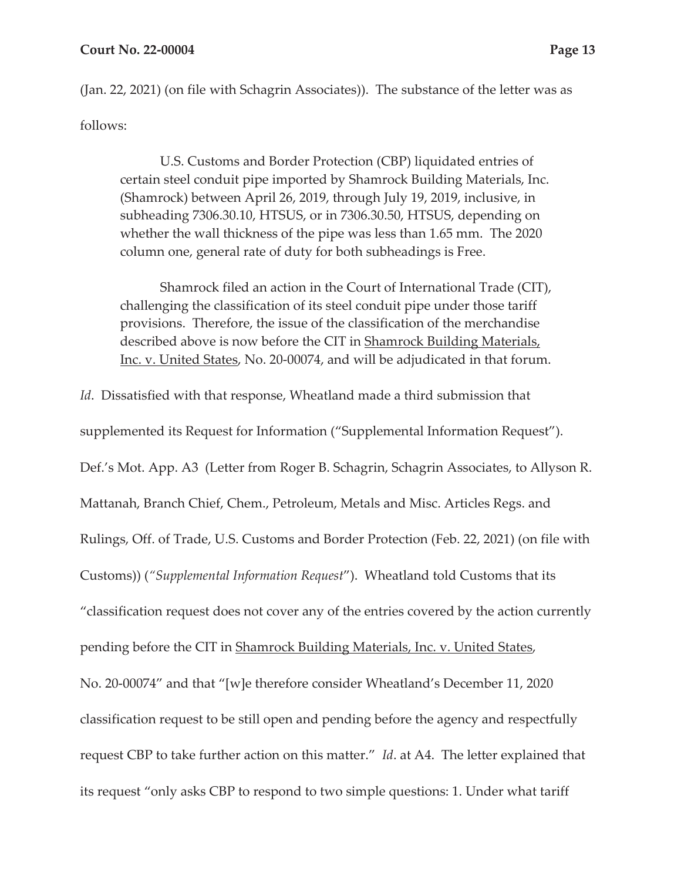(Jan. 22, 2021) (on file with Schagrin Associates)). The substance of the letter was as follows:

> U.S. Customs and Border Protection (CBP) liquidated entries of certain steel conduit pipe imported by Shamrock Building Materials, Inc. (Shamrock) between April 26, 2019, through July 19, 2019, inclusive, in subheading 7306.30.10, HTSUS, or in 7306.30.50, HTSUS, depending on whether the wall thickness of the pipe was less than 1.65 mm. The 2020 column one, general rate of duty for both subheadings is Free.
>
> Shamrock filed an action in the Court of International Trade (CIT), challenging the classification of its steel conduit pipe under those tariff provisions. Therefore, the issue of the classification of the merchandise described above is now before the CIT in <u>Shamrock Building Materials, Inc. v. United States</u>, No. 20-00074, and will be adjudicated in that forum.

*Id*. Dissatisfied with that response, Wheatland made a third submission that supplemented its Request for Information ("Supplemental Information Request"). Def.'s Mot. App. A3 (Letter from Roger B. Schagrin, Schagrin Associates, to Allyson R. Mattanah, Branch Chief, Chem., Petroleum, Metals and Misc. Articles Regs. and Rulings, Off. of Trade, U.S. Customs and Border Protection (Feb. 22, 2021) (on file with Customs)) (*"Supplemental Information Request"*). Wheatland told Customs that its "classification request does not cover any of the entries covered by the action currently pending before the CIT in <u>Shamrock Building Materials, Inc. v. United States</u>, No. 20-00074" and that "[w]e therefore consider Wheatland's December 11, 2020 classification request to be still open and pending before the agency and respectfully request CBP to take further action on this matter." *Id*. at A4. The letter explained that its request "only asks CBP to respond to two simple questions: 1. Under what tariff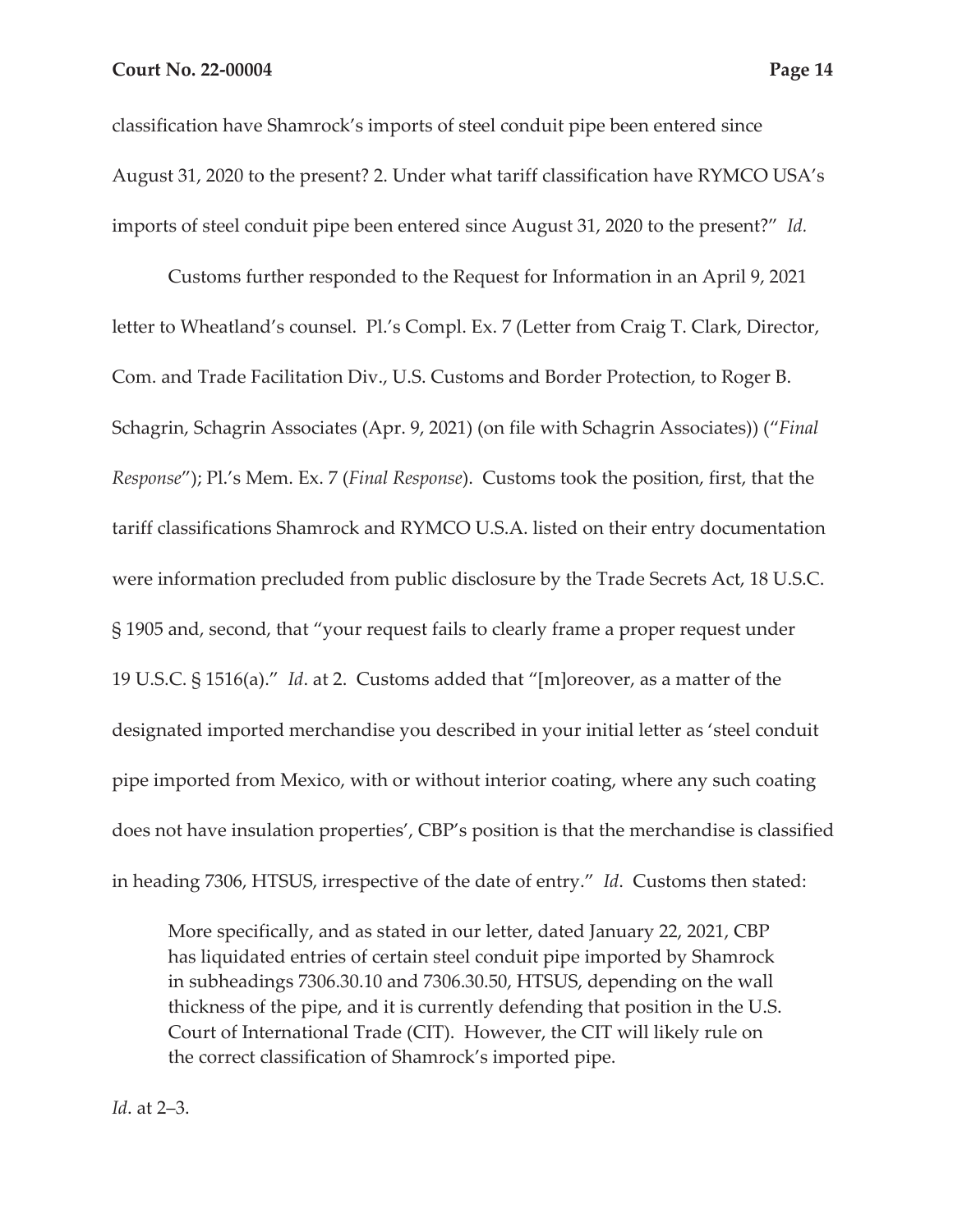classification have Shamrock's imports of steel conduit pipe been entered since August 31, 2020 to the present? 2. Under what tariff classification have RYMCO USA's imports of steel conduit pipe been entered since August 31, 2020 to the present?" *Id.*

Customs further responded to the Request for Information in an April 9, 2021 letter to Wheatland's counsel. Pl.'s Compl. Ex. 7 (Letter from Craig T. Clark, Director, Com. and Trade Facilitation Div., U.S. Customs and Border Protection, to Roger B. Schagrin, Schagrin Associates (Apr. 9, 2021) (on file with Schagrin Associates)) ("*Final Response*"); Pl.'s Mem. Ex. 7 (*Final Response*). Customs took the position, first, that the tariff classifications Shamrock and RYMCO U.S.A. listed on their entry documentation were information precluded from public disclosure by the Trade Secrets Act, 18 U.S.C. § 1905 and, second, that "your request fails to clearly frame a proper request under 19 U.S.C. § 1516(a)." *Id*. at 2. Customs added that "[m]oreover, as a matter of the designated imported merchandise you described in your initial letter as 'steel conduit pipe imported from Mexico, with or without interior coating, where any such coating does not have insulation properties', CBP's position is that the merchandise is classified in heading 7306, HTSUS, irrespective of the date of entry." *Id*. Customs then stated:

> More specifically, and as stated in our letter, dated January 22, 2021, CBP has liquidated entries of certain steel conduit pipe imported by Shamrock in subheadings 7306.30.10 and 7306.30.50, HTSUS, depending on the wall thickness of the pipe, and it is currently defending that position in the U.S. Court of International Trade (CIT). However, the CIT will likely rule on the correct classification of Shamrock's imported pipe.

*Id*. at 2–3.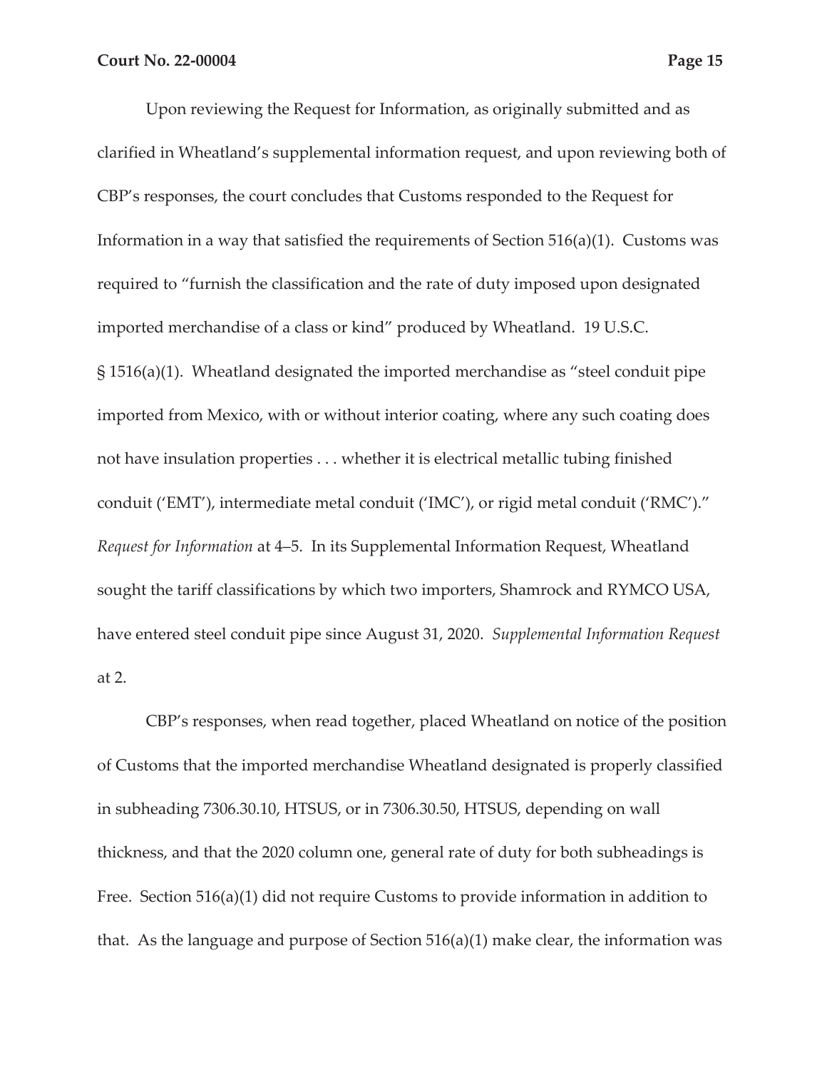Upon reviewing the Request for Information, as originally submitted and as clarified in Wheatland's supplemental information request, and upon reviewing both of CBP's responses, the court concludes that Customs responded to the Request for Information in a way that satisfied the requirements of Section 516(a)(1). Customs was required to "furnish the classification and the rate of duty imposed upon designated imported merchandise of a class or kind" produced by Wheatland. 19 U.S.C. § 1516(a)(1). Wheatland designated the imported merchandise as "steel conduit pipe imported from Mexico, with or without interior coating, where any such coating does not have insulation properties . . . whether it is electrical metallic tubing finished conduit ('EMT'), intermediate metal conduit ('IMC'), or rigid metal conduit ('RMC')." *Request for Information* at 4–5. In its Supplemental Information Request, Wheatland sought the tariff classifications by which two importers, Shamrock and RYMCO USA, have entered steel conduit pipe since August 31, 2020. *Supplemental Information Request* at 2.

CBP's responses, when read together, placed Wheatland on notice of the position of Customs that the imported merchandise Wheatland designated is properly classified in subheading 7306.30.10, HTSUS, or in 7306.30.50, HTSUS, depending on wall thickness, and that the 2020 column one, general rate of duty for both subheadings is Free. Section 516(a)(1) did not require Customs to provide information in addition to that. As the language and purpose of Section 516(a)(1) make clear, the information was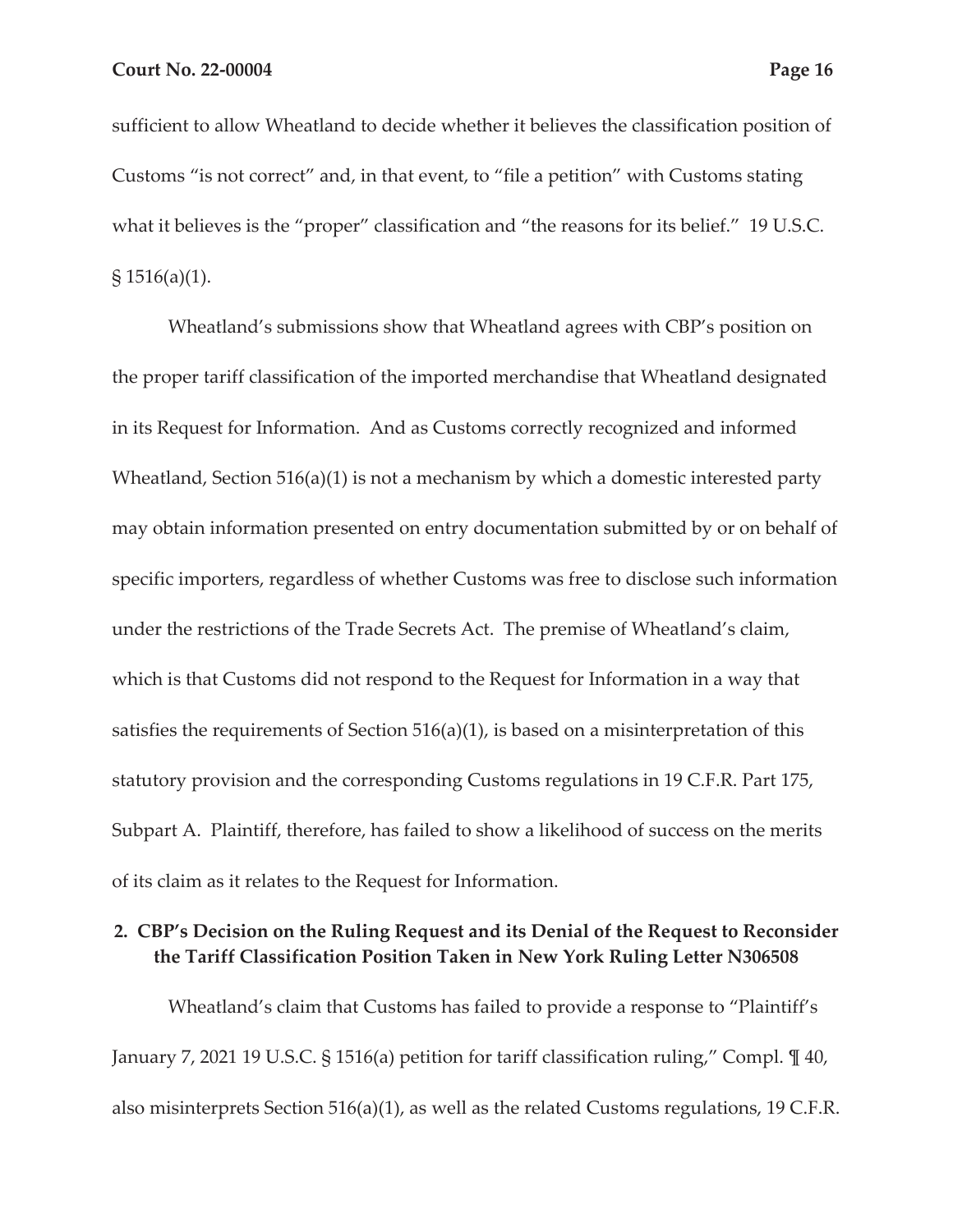sufficient to allow Wheatland to decide whether it believes the classification position of Customs "is not correct" and, in that event, to "file a petition" with Customs stating what it believes is the "proper" classification and "the reasons for its belief." 19 U.S.C. § 1516(a)(1).

Wheatland's submissions show that Wheatland agrees with CBP's position on the proper tariff classification of the imported merchandise that Wheatland designated in its Request for Information. And as Customs correctly recognized and informed Wheatland, Section 516(a)(1) is not a mechanism by which a domestic interested party may obtain information presented on entry documentation submitted by or on behalf of specific importers, regardless of whether Customs was free to disclose such information under the restrictions of the Trade Secrets Act. The premise of Wheatland's claim, which is that Customs did not respond to the Request for Information in a way that satisfies the requirements of Section 516(a)(1), is based on a misinterpretation of this statutory provision and the corresponding Customs regulations in 19 C.F.R. Part 175, Subpart A. Plaintiff, therefore, has failed to show a likelihood of success on the merits of its claim as it relates to the Request for Information.

**2. CBP's Decision on the Ruling Request and its Denial of the Request to Reconsider the Tariff Classification Position Taken in New York Ruling Letter N306508**

Wheatland's claim that Customs has failed to provide a response to "Plaintiff's January 7, 2021 19 U.S.C. § 1516(a) petition for tariff classification ruling," Compl. ¶ 40, also misinterprets Section 516(a)(1), as well as the related Customs regulations, 19 C.F.R.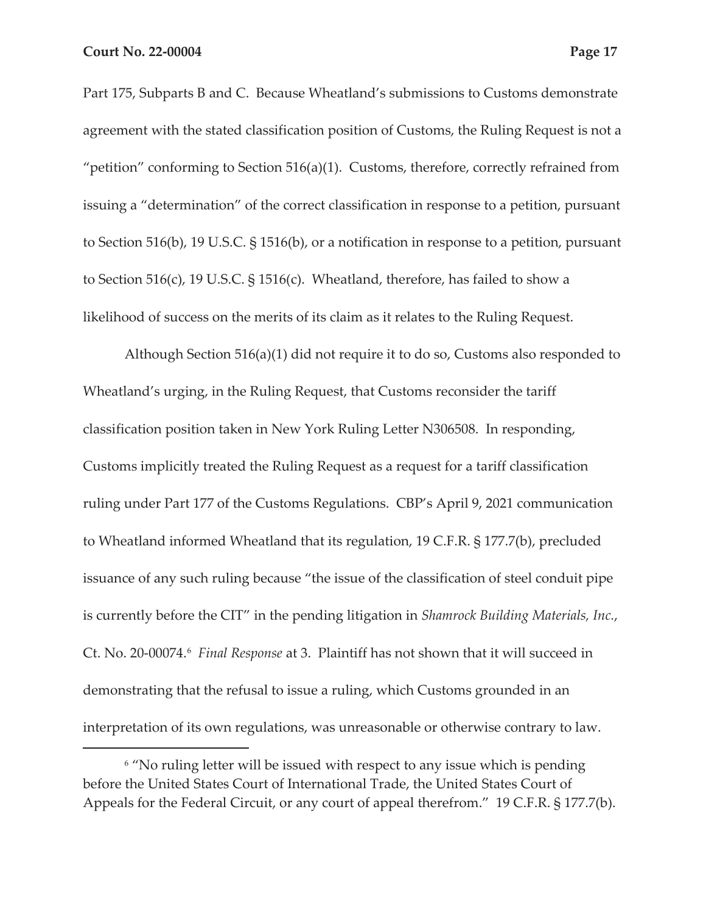Part 175, Subparts B and C. Because Wheatland's submissions to Customs demonstrate agreement with the stated classification position of Customs, the Ruling Request is not a "petition" conforming to Section 516(a)(1). Customs, therefore, correctly refrained from issuing a "determination" of the correct classification in response to a petition, pursuant to Section 516(b), 19 U.S.C. § 1516(b), or a notification in response to a petition, pursuant to Section 516(c), 19 U.S.C. § 1516(c). Wheatland, therefore, has failed to show a likelihood of success on the merits of its claim as it relates to the Ruling Request.

Although Section 516(a)(1) did not require it to do so, Customs also responded to Wheatland's urging, in the Ruling Request, that Customs reconsider the tariff classification position taken in New York Ruling Letter N306508. In responding, Customs implicitly treated the Ruling Request as a request for a tariff classification ruling under Part 177 of the Customs Regulations. CBP's April 9, 2021 communication to Wheatland informed Wheatland that its regulation, 19 C.F.R. § 177.7(b), precluded issuance of any such ruling because "the issue of the classification of steel conduit pipe is currently before the CIT" in the pending litigation in *Shamrock Building Materials, Inc.*, Ct. No. 20-00074.[6] *Final Response* at 3. Plaintiff has not shown that it will succeed in demonstrating that the refusal to issue a ruling, which Customs grounded in an interpretation of its own regulations, was unreasonable or otherwise contrary to law.

[6] "No ruling letter will be issued with respect to any issue which is pending before the United States Court of International Trade, the United States Court of Appeals for the Federal Circuit, or any court of appeal therefrom." 19 C.F.R. § 177.7(b).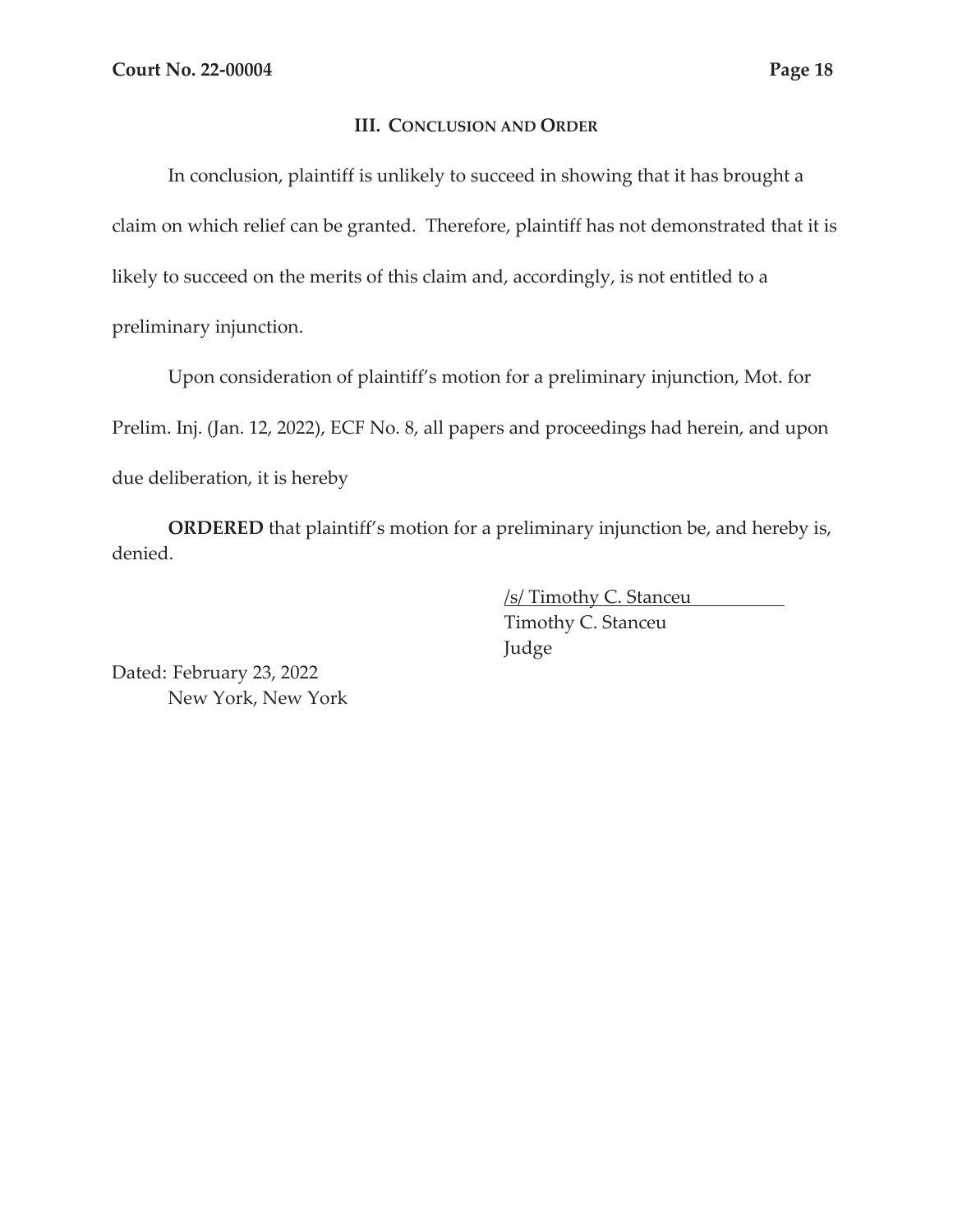### III. CONCLUSION AND ORDER

In conclusion, plaintiff is unlikely to succeed in showing that it has brought a claim on which relief can be granted. Therefore, plaintiff has not demonstrated that it is likely to succeed on the merits of this claim and, accordingly, is not entitled to a preliminary injunction.

Upon consideration of plaintiff's motion for a preliminary injunction, Mot. for Prelim. Inj. (Jan. 12, 2022), ECF No. 8, all papers and proceedings had herein, and upon due deliberation, it is hereby

**ORDERED** that plaintiff's motion for a preliminary injunction be, and hereby is, denied.

/s/ Timothy C. Stanceu
Timothy C. Stanceu
Judge

Dated: February 23, 2022
New York, New York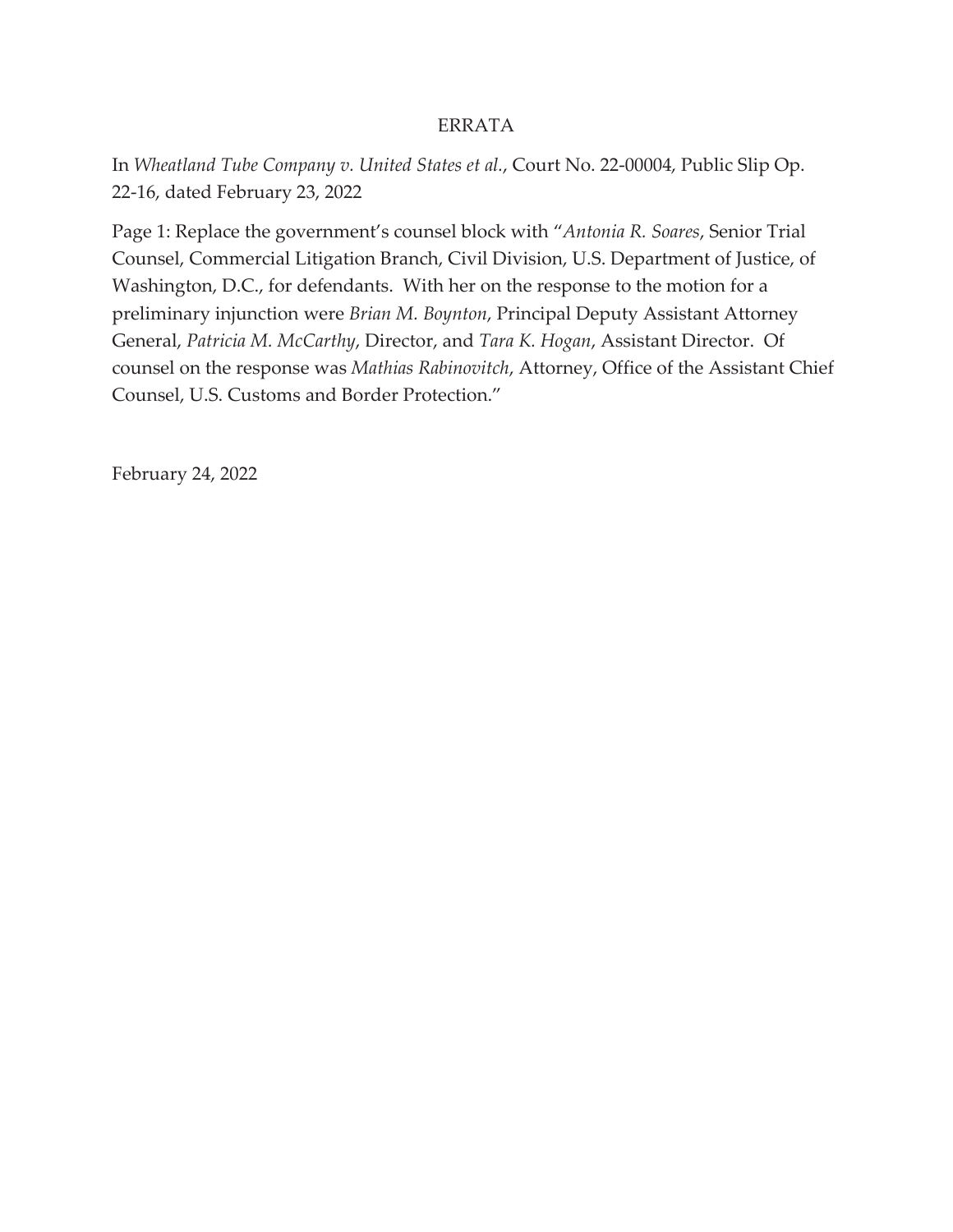ERRATA

In *Wheatland Tube Company v. United States et al.*, Court No. 22-00004, Public Slip Op. 22-16, dated February 23, 2022

Page 1: Replace the government's counsel block with "*Antonia R. Soares*, Senior Trial Counsel, Commercial Litigation Branch, Civil Division, U.S. Department of Justice, of Washington, D.C., for defendants. With her on the response to the motion for a preliminary injunction were *Brian M. Boynton*, Principal Deputy Assistant Attorney General, *Patricia M. McCarthy*, Director, and *Tara K. Hogan*, Assistant Director. Of counsel on the response was *Mathias Rabinovitch*, Attorney, Office of the Assistant Chief Counsel, U.S. Customs and Border Protection."

February 24, 2022